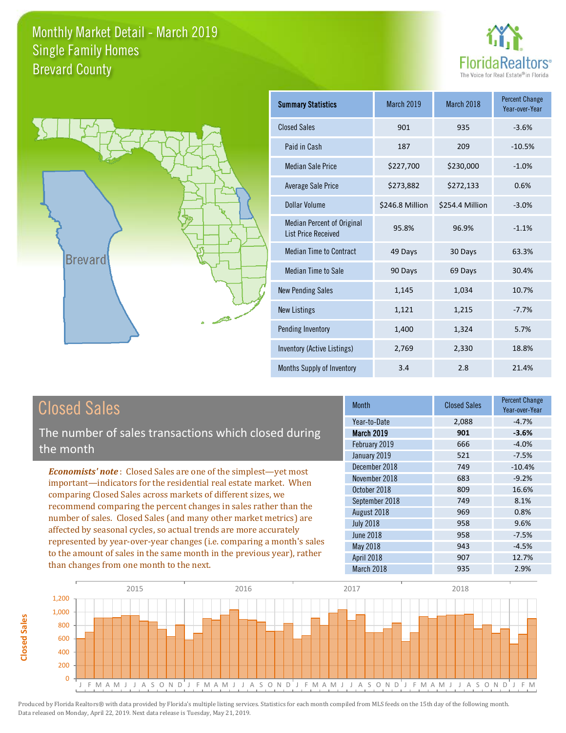# Monthly Market Detail - March 2019
## Single Family Homes
## Brevard County

FloridaRealtors® The Voice for Real Estate® in Florida

| Summary Statistics | March 2019 | March 2018 | Percent Change Year-over-Year |
|---|---|---|---|
| Closed Sales | 901 | 935 | -3.6% |
| Paid in Cash | 187 | 209 | -10.5% |
| Median Sale Price | $227,700 | $230,000 | -1.0% |
| Average Sale Price | $273,882 | $272,133 | 0.6% |
| Dollar Volume | $246.8 Million | $254.4 Million | -3.0% |
| Median Percent of Original List Price Received | 95.8% | 96.9% | -1.1% |
| Median Time to Contract | 49 Days | 30 Days | 63.3% |
| Median Time to Sale | 90 Days | 69 Days | 30.4% |
| New Pending Sales | 1,145 | 1,034 | 10.7% |
| New Listings | 1,121 | 1,215 | -7.7% |
| Pending Inventory | 1,400 | 1,324 | 5.7% |
| Inventory (Active Listings) | 2,769 | 2,330 | 18.8% |
| Months Supply of Inventory | 3.4 | 2.8 | 21.4% |

## Closed Sales

The number of sales transactions which closed during the month

***Economists' note***: Closed Sales are one of the simplest—yet most important—indicators for the residential real estate market. When comparing Closed Sales across markets of different sizes, we recommend comparing the percent changes in sales rather than the number of sales. Closed Sales (and many other market metrics) are affected by seasonal cycles, so actual trends are more accurately represented by year-over-year changes (i.e. comparing a month's sales to the amount of sales in the same month in the previous year), rather than changes from one month to the next.

| Month | Closed Sales | Percent Change Year-over-Year |
|---|---|---|
| Year-to-Date | 2,088 | -4.7% |
| **March 2019** | **901** | **-3.6%** |
| February 2019 | 666 | -4.0% |
| January 2019 | 521 | -7.5% |
| December 2018 | 749 | -10.4% |
| November 2018 | 683 | -9.2% |
| October 2018 | 809 | 16.6% |
| September 2018 | 749 | 8.1% |
| August 2018 | 969 | 0.8% |
| July 2018 | 958 | 9.6% |
| June 2018 | 958 | -7.5% |
| May 2018 | 943 | -4.5% |
| April 2018 | 907 | 12.7% |
| March 2018 | 935 | 2.9% |

Produced by Florida Realtors® with data provided by Florida's multiple listing services. Statistics for each month compiled from MLS feeds on the 15th day of the following month. Data released on Monday, April 22, 2019. Next data release is Tuesday, May 21, 2019.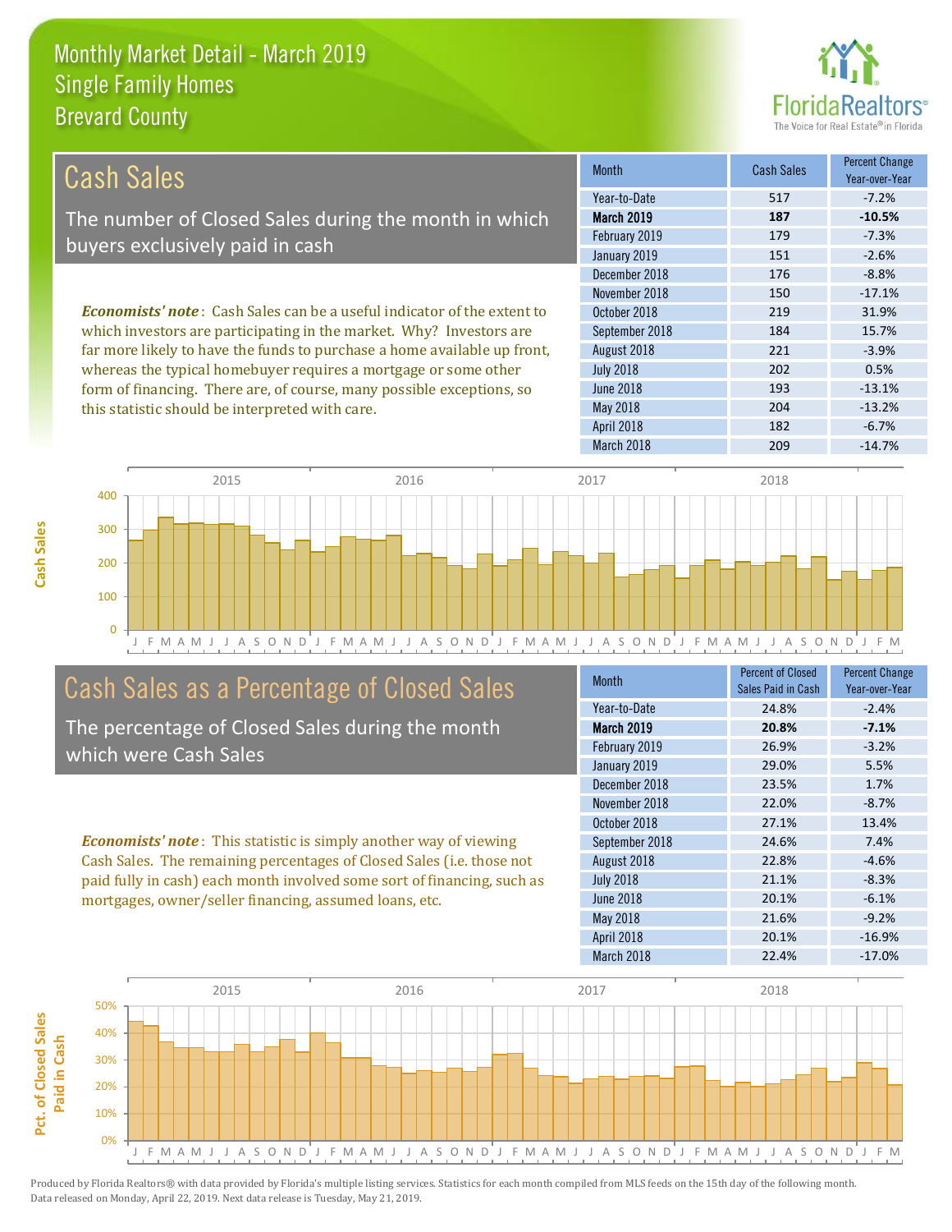# Monthly Market Detail - March 2019
## Single Family Homes
## Brevard County

## Cash Sales

The number of Closed Sales during the month in which buyers exclusively paid in cash

*Economists' note*: Cash Sales can be a useful indicator of the extent to which investors are participating in the market. Why? Investors are far more likely to have the funds to purchase a home available up front, whereas the typical homebuyer requires a mortgage or some other form of financing. There are, of course, many possible exceptions, so this statistic should be interpreted with care.

| Month | Cash Sales | Percent Change Year-over-Year |
|---|---|---|
| Year-to-Date | 517 | -7.2% |
| **March 2019** | **187** | **-10.5%** |
| February 2019 | 179 | -7.3% |
| January 2019 | 151 | -2.6% |
| December 2018 | 176 | -8.8% |
| November 2018 | 150 | -17.1% |
| October 2018 | 219 | 31.9% |
| September 2018 | 184 | 15.7% |
| August 2018 | 221 | -3.9% |
| July 2018 | 202 | 0.5% |
| June 2018 | 193 | -13.1% |
| May 2018 | 204 | -13.2% |
| April 2018 | 182 | -6.7% |
| March 2018 | 209 | -14.7% |

## Cash Sales as a Percentage of Closed Sales

The percentage of Closed Sales during the month which were Cash Sales

*Economists' note*: This statistic is simply another way of viewing Cash Sales. The remaining percentages of Closed Sales (i.e. those not paid fully in cash) each month involved some sort of financing, such as mortgages, owner/seller financing, assumed loans, etc.

| Month | Percent of Closed Sales Paid in Cash | Percent Change Year-over-Year |
|---|---|---|
| Year-to-Date | 24.8% | -2.4% |
| **March 2019** | **20.8%** | **-7.1%** |
| February 2019 | 26.9% | -3.2% |
| January 2019 | 29.0% | 5.5% |
| December 2018 | 23.5% | 1.7% |
| November 2018 | 22.0% | -8.7% |
| October 2018 | 27.1% | 13.4% |
| September 2018 | 24.6% | 7.4% |
| August 2018 | 22.8% | -4.6% |
| July 2018 | 21.1% | -8.3% |
| June 2018 | 20.1% | -6.1% |
| May 2018 | 21.6% | -9.2% |
| April 2018 | 20.1% | -16.9% |
| March 2018 | 22.4% | -17.0% |

Produced by Florida Realtors® with data provided by Florida's multiple listing services. Statistics for each month compiled from MLS feeds on the 15th day of the following month. Data released on Monday, April 22, 2019. Next data release is Tuesday, May 21, 2019.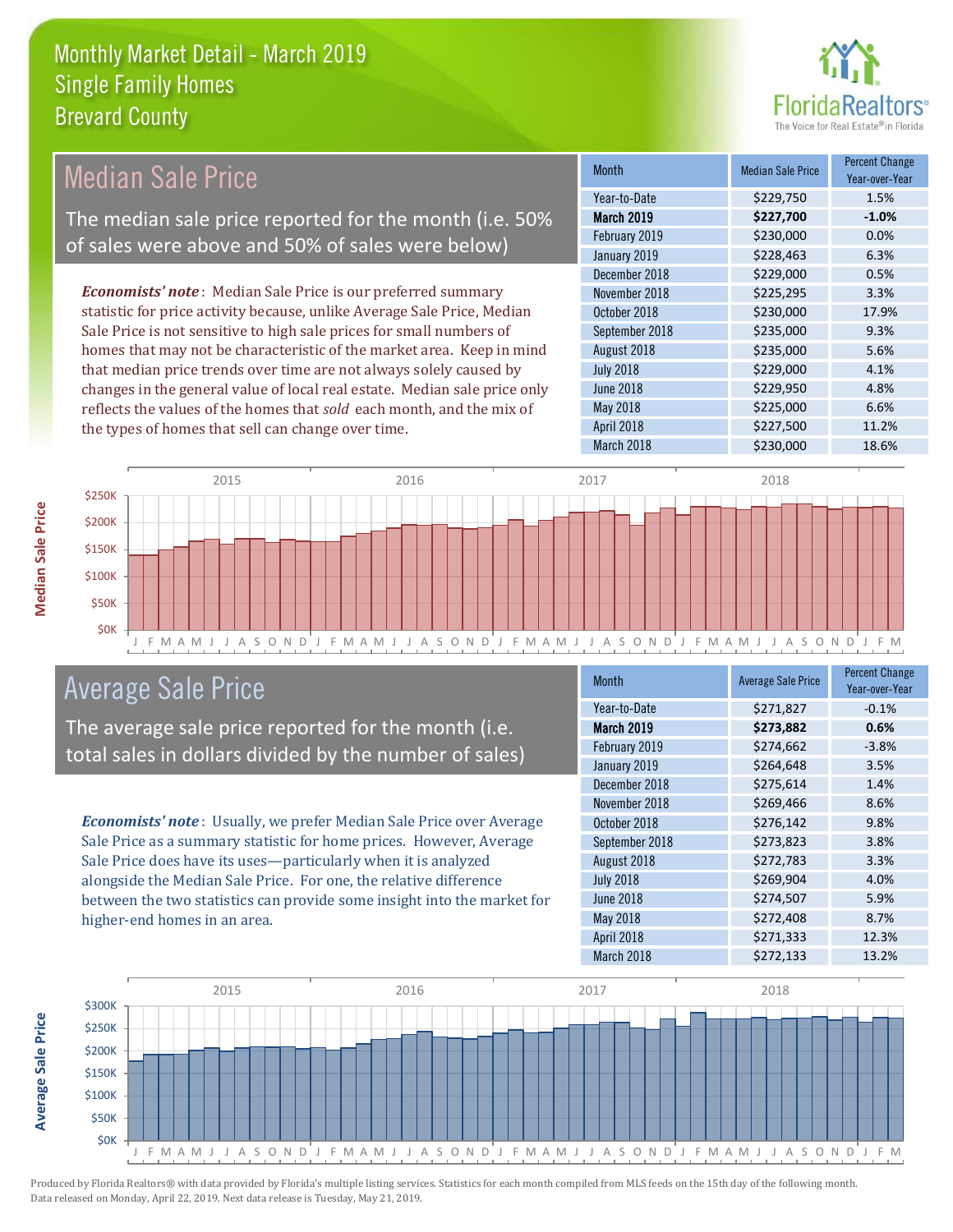# Monthly Market Detail - March 2019
## Single Family Homes
## Brevard County

## Median Sale Price

The median sale price reported for the month (i.e. 50% of sales were above and 50% of sales were below)

*Economists' note*: Median Sale Price is our preferred summary statistic for price activity because, unlike Average Sale Price, Median Sale Price is not sensitive to high sale prices for small numbers of homes that may not be characteristic of the market area. Keep in mind that median price trends over time are not always solely caused by changes in the general value of local real estate. Median sale price only reflects the values of the homes that *sold* each month, and the mix of the types of homes that sell can change over time.

| Month | Median Sale Price | Percent Change Year-over-Year |
|---|---|---|
| Year-to-Date | $229,750 | 1.5% |
| **March 2019** | **$227,700** | **-1.0%** |
| February 2019 | $230,000 | 0.0% |
| January 2019 | $228,463 | 6.3% |
| December 2018 | $229,000 | 0.5% |
| November 2018 | $225,295 | 3.3% |
| October 2018 | $230,000 | 17.9% |
| September 2018 | $235,000 | 9.3% |
| August 2018 | $235,000 | 5.6% |
| July 2018 | $229,000 | 4.1% |
| June 2018 | $229,950 | 4.8% |
| May 2018 | $225,000 | 6.6% |
| April 2018 | $227,500 | 11.2% |
| March 2018 | $230,000 | 18.6% |

## Average Sale Price

The average sale price reported for the month (i.e. total sales in dollars divided by the number of sales)

*Economists' note*: Usually, we prefer Median Sale Price over Average Sale Price as a summary statistic for home prices. However, Average Sale Price does have its uses—particularly when it is analyzed alongside the Median Sale Price. For one, the relative difference between the two statistics can provide some insight into the market for higher-end homes in an area.

| Month | Average Sale Price | Percent Change Year-over-Year |
|---|---|---|
| Year-to-Date | $271,827 | -0.1% |
| **March 2019** | **$273,882** | **0.6%** |
| February 2019 | $274,662 | -3.8% |
| January 2019 | $264,648 | 3.5% |
| December 2018 | $275,614 | 1.4% |
| November 2018 | $269,466 | 8.6% |
| October 2018 | $276,142 | 9.8% |
| September 2018 | $273,823 | 3.8% |
| August 2018 | $272,783 | 3.3% |
| July 2018 | $269,904 | 4.0% |
| June 2018 | $274,507 | 5.9% |
| May 2018 | $272,408 | 8.7% |
| April 2018 | $271,333 | 12.3% |
| March 2018 | $272,133 | 13.2% |

Produced by Florida Realtors® with data provided by Florida's multiple listing services. Statistics for each month compiled from MLS feeds on the 15th day of the following month. Data released on Monday, April 22, 2019. Next data release is Tuesday, May 21, 2019.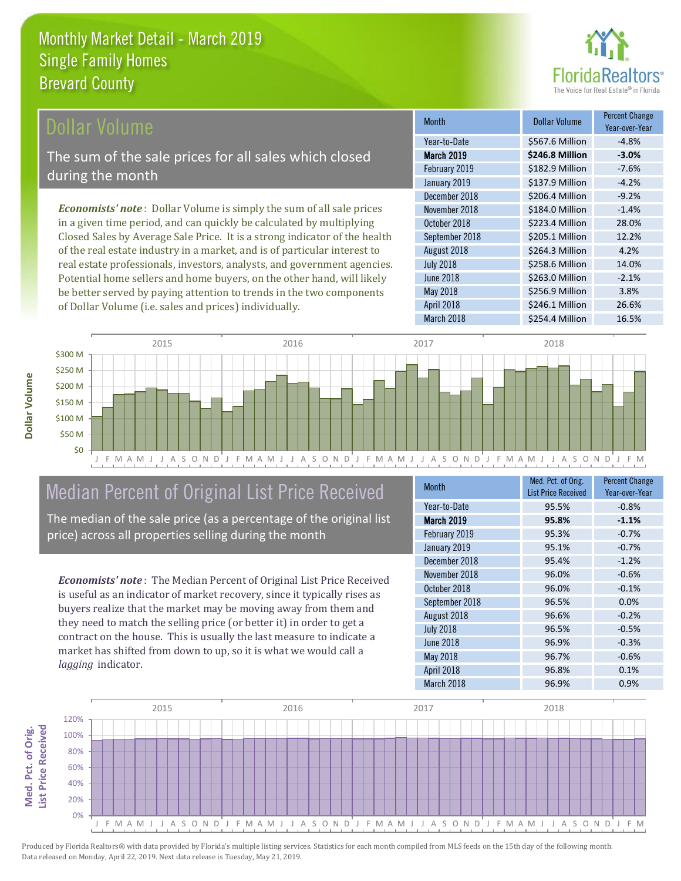# Monthly Market Detail - March 2019
## Single Family Homes
## Brevard County

## Dollar Volume

The sum of the sale prices for all sales which closed during the month

*Economists' note*: Dollar Volume is simply the sum of all sale prices in a given time period, and can quickly be calculated by multiplying Closed Sales by Average Sale Price. It is a strong indicator of the health of the real estate industry in a market, and is of particular interest to real estate professionals, investors, analysts, and government agencies. Potential home sellers and home buyers, on the other hand, will likely be better served by paying attention to trends in the two components of Dollar Volume (i.e. sales and prices) individually.

| Month | Dollar Volume | Percent Change Year-over-Year |
|---|---|---|
| Year-to-Date | $567.6 Million | -4.8% |
| **March 2019** | **$246.8 Million** | **-3.0%** |
| February 2019 | $182.9 Million | -7.6% |
| January 2019 | $137.9 Million | -4.2% |
| December 2018 | $206.4 Million | -9.2% |
| November 2018 | $184.0 Million | -1.4% |
| October 2018 | $223.4 Million | 28.0% |
| September 2018 | $205.1 Million | 12.2% |
| August 2018 | $264.3 Million | 4.2% |
| July 2018 | $258.6 Million | 14.0% |
| June 2018 | $263.0 Million | -2.1% |
| May 2018 | $256.9 Million | 3.8% |
| April 2018 | $246.1 Million | 26.6% |
| March 2018 | $254.4 Million | 16.5% |

## Median Percent of Original List Price Received

The median of the sale price (as a percentage of the original list price) across all properties selling during the month

*Economists' note*: The Median Percent of Original List Price Received is useful as an indicator of market recovery, since it typically rises as buyers realize that the market may be moving away from them and they need to match the selling price (or better it) in order to get a contract on the house. This is usually the last measure to indicate a market has shifted from down to up, so it is what we would call a *lagging* indicator.

| Month | Med. Pct. of Orig. List Price Received | Percent Change Year-over-Year |
|---|---|---|
| Year-to-Date | 95.5% | -0.8% |
| **March 2019** | **95.8%** | **-1.1%** |
| February 2019 | 95.3% | -0.7% |
| January 2019 | 95.1% | -0.7% |
| December 2018 | 95.4% | -1.2% |
| November 2018 | 96.0% | -0.6% |
| October 2018 | 96.0% | -0.1% |
| September 2018 | 96.5% | 0.0% |
| August 2018 | 96.6% | -0.2% |
| July 2018 | 96.5% | -0.5% |
| June 2018 | 96.9% | -0.3% |
| May 2018 | 96.7% | -0.6% |
| April 2018 | 96.8% | 0.1% |
| March 2018 | 96.9% | 0.9% |

Produced by Florida Realtors® with data provided by Florida's multiple listing services. Statistics for each month compiled from MLS feeds on the 15th day of the following month. Data released on Monday, April 22, 2019. Next data release is Tuesday, May 21, 2019.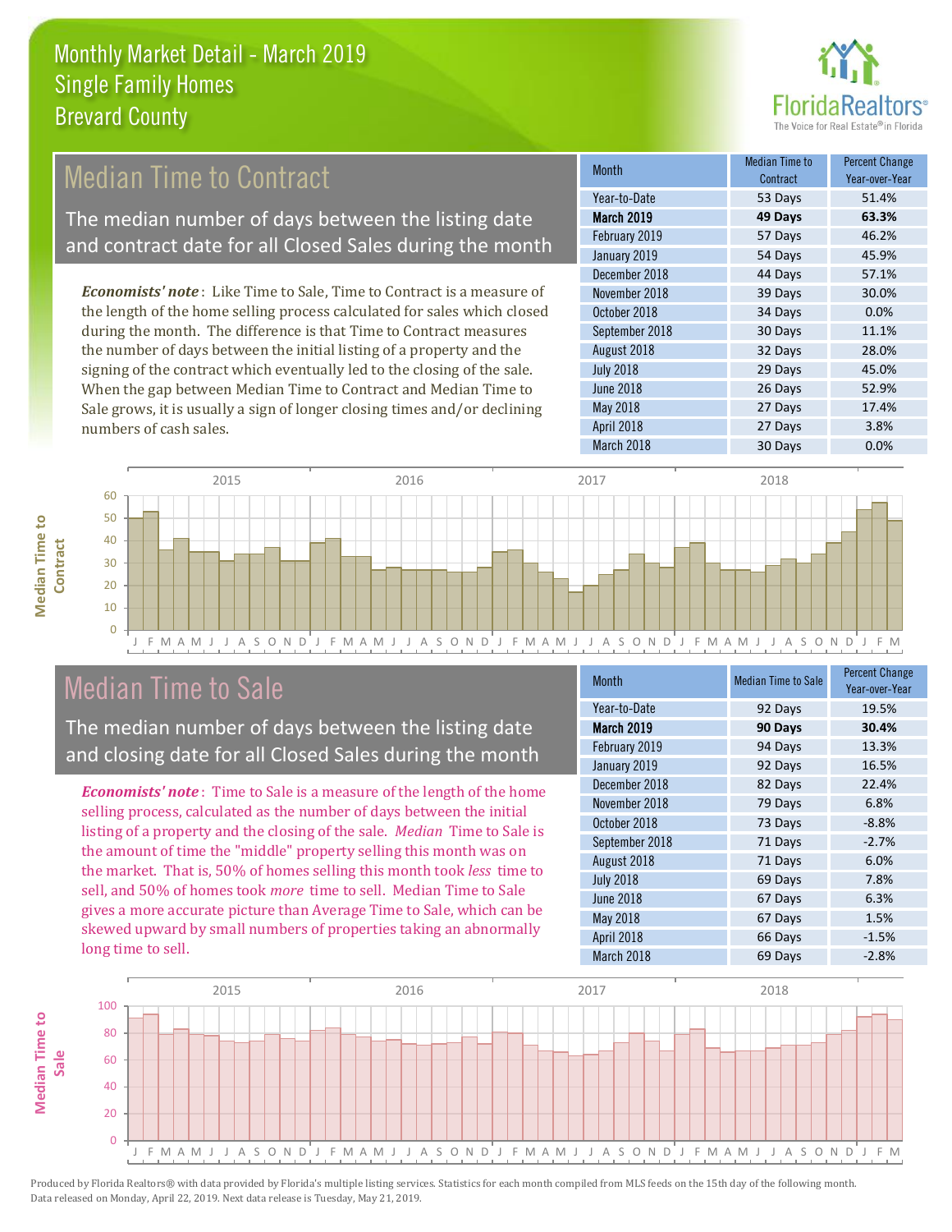# Monthly Market Detail - March 2019
## Single Family Homes
## Brevard County

## Median Time to Contract

The median number of days between the listing date and contract date for all Closed Sales during the month

*Economists' note*: Like Time to Sale, Time to Contract is a measure of the length of the home selling process calculated for sales which closed during the month. The difference is that Time to Contract measures the number of days between the initial listing of a property and the signing of the contract which eventually led to the closing of the sale. When the gap between Median Time to Contract and Median Time to Sale grows, it is usually a sign of longer closing times and/or declining numbers of cash sales.

| Month | Median Time to Contract | Percent Change Year-over-Year |
|---|---|---|
| Year-to-Date | 53 Days | 51.4% |
| **March 2019** | **49 Days** | **63.3%** |
| February 2019 | 57 Days | 46.2% |
| January 2019 | 54 Days | 45.9% |
| December 2018 | 44 Days | 57.1% |
| November 2018 | 39 Days | 30.0% |
| October 2018 | 34 Days | 0.0% |
| September 2018 | 30 Days | 11.1% |
| August 2018 | 32 Days | 28.0% |
| July 2018 | 29 Days | 45.0% |
| June 2018 | 26 Days | 52.9% |
| May 2018 | 27 Days | 17.4% |
| April 2018 | 27 Days | 3.8% |
| March 2018 | 30 Days | 0.0% |

## Median Time to Sale

The median number of days between the listing date and closing date for all Closed Sales during the month

*Economists' note*: Time to Sale is a measure of the length of the home selling process, calculated as the number of days between the initial listing of a property and the closing of the sale. *Median* Time to Sale is the amount of time the "middle" property selling this month was on the market. That is, 50% of homes selling this month took *less* time to sell, and 50% of homes took *more* time to sell. Median Time to Sale gives a more accurate picture than Average Time to Sale, which can be skewed upward by small numbers of properties taking an abnormally long time to sell.

| Month | Median Time to Sale | Percent Change Year-over-Year |
|---|---|---|
| Year-to-Date | 92 Days | 19.5% |
| **March 2019** | **90 Days** | **30.4%** |
| February 2019 | 94 Days | 13.3% |
| January 2019 | 92 Days | 16.5% |
| December 2018 | 82 Days | 22.4% |
| November 2018 | 79 Days | 6.8% |
| October 2018 | 73 Days | -8.8% |
| September 2018 | 71 Days | -2.7% |
| August 2018 | 71 Days | 6.0% |
| July 2018 | 69 Days | 7.8% |
| June 2018 | 67 Days | 6.3% |
| May 2018 | 67 Days | 1.5% |
| April 2018 | 66 Days | -1.5% |
| March 2018 | 69 Days | -2.8% |

Produced by Florida Realtors® with data provided by Florida's multiple listing services. Statistics for each month compiled from MLS feeds on the 15th day of the following month. Data released on Monday, April 22, 2019. Next data release is Tuesday, May 21, 2019.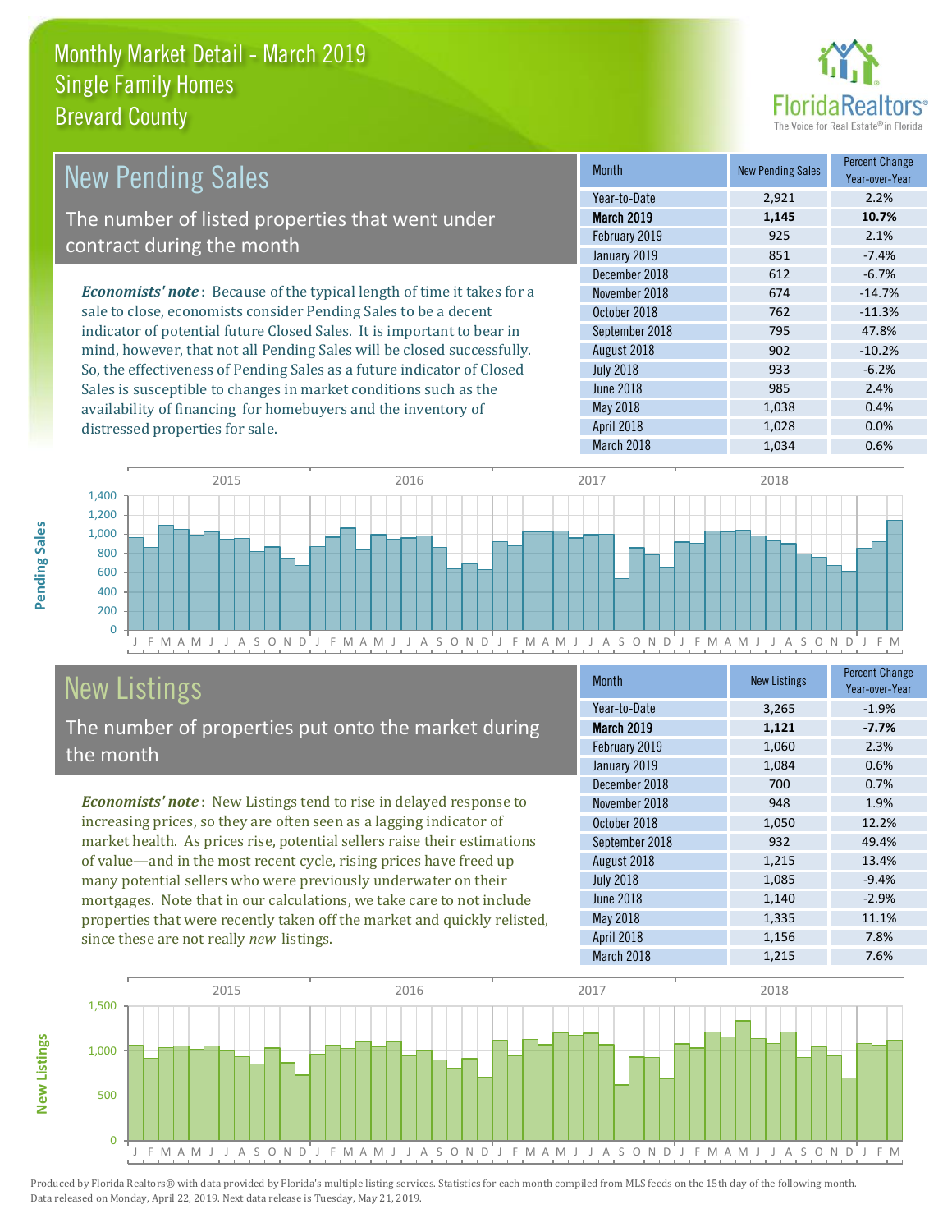# Monthly Market Detail - March 2019
## Single Family Homes
## Brevard County

## New Pending Sales

The number of listed properties that went under contract during the month

*Economists' note*: Because of the typical length of time it takes for a sale to close, economists consider Pending Sales to be a decent indicator of potential future Closed Sales. It is important to bear in mind, however, that not all Pending Sales will be closed successfully. So, the effectiveness of Pending Sales as a future indicator of Closed Sales is susceptible to changes in market conditions such as the availability of financing for homebuyers and the inventory of distressed properties for sale.

| Month | New Pending Sales | Percent Change Year-over-Year |
|---|---|---|
| Year-to-Date | 2,921 | 2.2% |
| **March 2019** | **1,145** | **10.7%** |
| February 2019 | 925 | 2.1% |
| January 2019 | 851 | -7.4% |
| December 2018 | 612 | -6.7% |
| November 2018 | 674 | -14.7% |
| October 2018 | 762 | -11.3% |
| September 2018 | 795 | 47.8% |
| August 2018 | 902 | -10.2% |
| July 2018 | 933 | -6.2% |
| June 2018 | 985 | 2.4% |
| May 2018 | 1,038 | 0.4% |
| April 2018 | 1,028 | 0.0% |
| March 2018 | 1,034 | 0.6% |

## New Listings

The number of properties put onto the market during the month

*Economists' note*: New Listings tend to rise in delayed response to increasing prices, so they are often seen as a lagging indicator of market health. As prices rise, potential sellers raise their estimations of value—and in the most recent cycle, rising prices have freed up many potential sellers who were previously underwater on their mortgages. Note that in our calculations, we take care to not include properties that were recently taken off the market and quickly relisted, since these are not really *new* listings.

| Month | New Listings | Percent Change Year-over-Year |
|---|---|---|
| Year-to-Date | 3,265 | -1.9% |
| **March 2019** | **1,121** | **-7.7%** |
| February 2019 | 1,060 | 2.3% |
| January 2019 | 1,084 | 0.6% |
| December 2018 | 700 | 0.7% |
| November 2018 | 948 | 1.9% |
| October 2018 | 1,050 | 12.2% |
| September 2018 | 932 | 49.4% |
| August 2018 | 1,215 | 13.4% |
| July 2018 | 1,085 | -9.4% |
| June 2018 | 1,140 | -2.9% |
| May 2018 | 1,335 | 11.1% |
| April 2018 | 1,156 | 7.8% |
| March 2018 | 1,215 | 7.6% |

Produced by Florida Realtors® with data provided by Florida's multiple listing services. Statistics for each month compiled from MLS feeds on the 15th day of the following month. Data released on Monday, April 22, 2019. Next data release is Tuesday, May 21, 2019.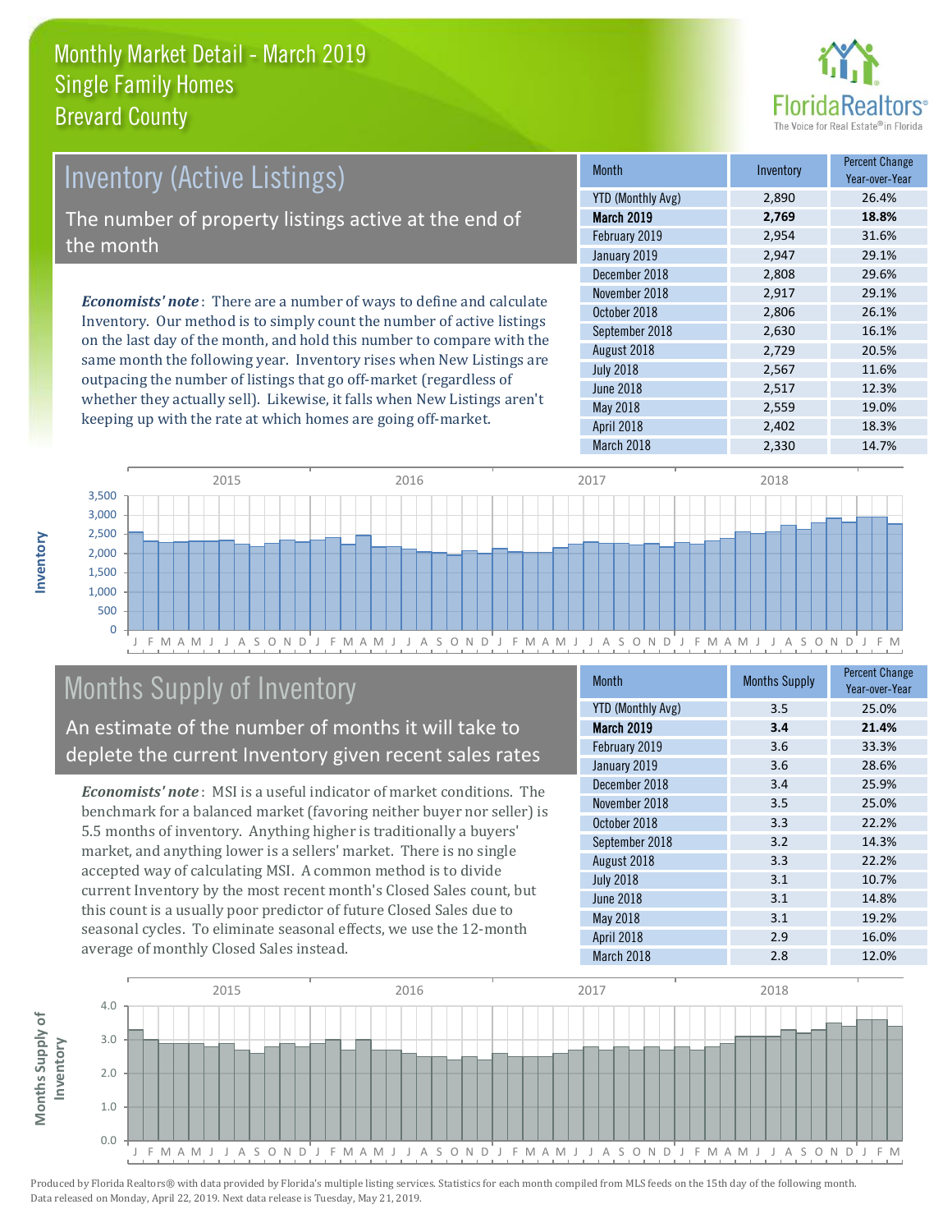# Monthly Market Detail - March 2019
## Single Family Homes
## Brevard County

## Inventory (Active Listings)

The number of property listings active at the end of the month

***Economists' note***: There are a number of ways to define and calculate Inventory. Our method is to simply count the number of active listings on the last day of the month, and hold this number to compare with the same month the following year. Inventory rises when New Listings are outpacing the number of listings that go off-market (regardless of whether they actually sell). Likewise, it falls when New Listings aren't keeping up with the rate at which homes are going off-market.

| Month | Inventory | Percent Change Year-over-Year |
|---|---|---|
| YTD (Monthly Avg) | 2,890 | 26.4% |
| **March 2019** | **2,769** | **18.8%** |
| February 2019 | 2,954 | 31.6% |
| January 2019 | 2,947 | 29.1% |
| December 2018 | 2,808 | 29.6% |
| November 2018 | 2,917 | 29.1% |
| October 2018 | 2,806 | 26.1% |
| September 2018 | 2,630 | 16.1% |
| August 2018 | 2,729 | 20.5% |
| July 2018 | 2,567 | 11.6% |
| June 2018 | 2,517 | 12.3% |
| May 2018 | 2,559 | 19.0% |
| April 2018 | 2,402 | 18.3% |
| March 2018 | 2,330 | 14.7% |

## Months Supply of Inventory

An estimate of the number of months it will take to deplete the current Inventory given recent sales rates

***Economists' note***: MSI is a useful indicator of market conditions. The benchmark for a balanced market (favoring neither buyer nor seller) is 5.5 months of inventory. Anything higher is traditionally a buyers' market, and anything lower is a sellers' market. There is no single accepted way of calculating MSI. A common method is to divide current Inventory by the most recent month's Closed Sales count, but this count is a usually poor predictor of future Closed Sales due to seasonal cycles. To eliminate seasonal effects, we use the 12-month average of monthly Closed Sales instead.

| Month | Months Supply | Percent Change Year-over-Year |
|---|---|---|
| YTD (Monthly Avg) | 3.5 | 25.0% |
| **March 2019** | **3.4** | **21.4%** |
| February 2019 | 3.6 | 33.3% |
| January 2019 | 3.6 | 28.6% |
| December 2018 | 3.4 | 25.9% |
| November 2018 | 3.5 | 25.0% |
| October 2018 | 3.3 | 22.2% |
| September 2018 | 3.2 | 14.3% |
| August 2018 | 3.3 | 22.2% |
| July 2018 | 3.1 | 10.7% |
| June 2018 | 3.1 | 14.8% |
| May 2018 | 3.1 | 19.2% |
| April 2018 | 2.9 | 16.0% |
| March 2018 | 2.8 | 12.0% |

Produced by Florida Realtors® with data provided by Florida's multiple listing services. Statistics for each month compiled from MLS feeds on the 15th day of the following month. Data released on Monday, April 22, 2019. Next data release is Tuesday, May 21, 2019.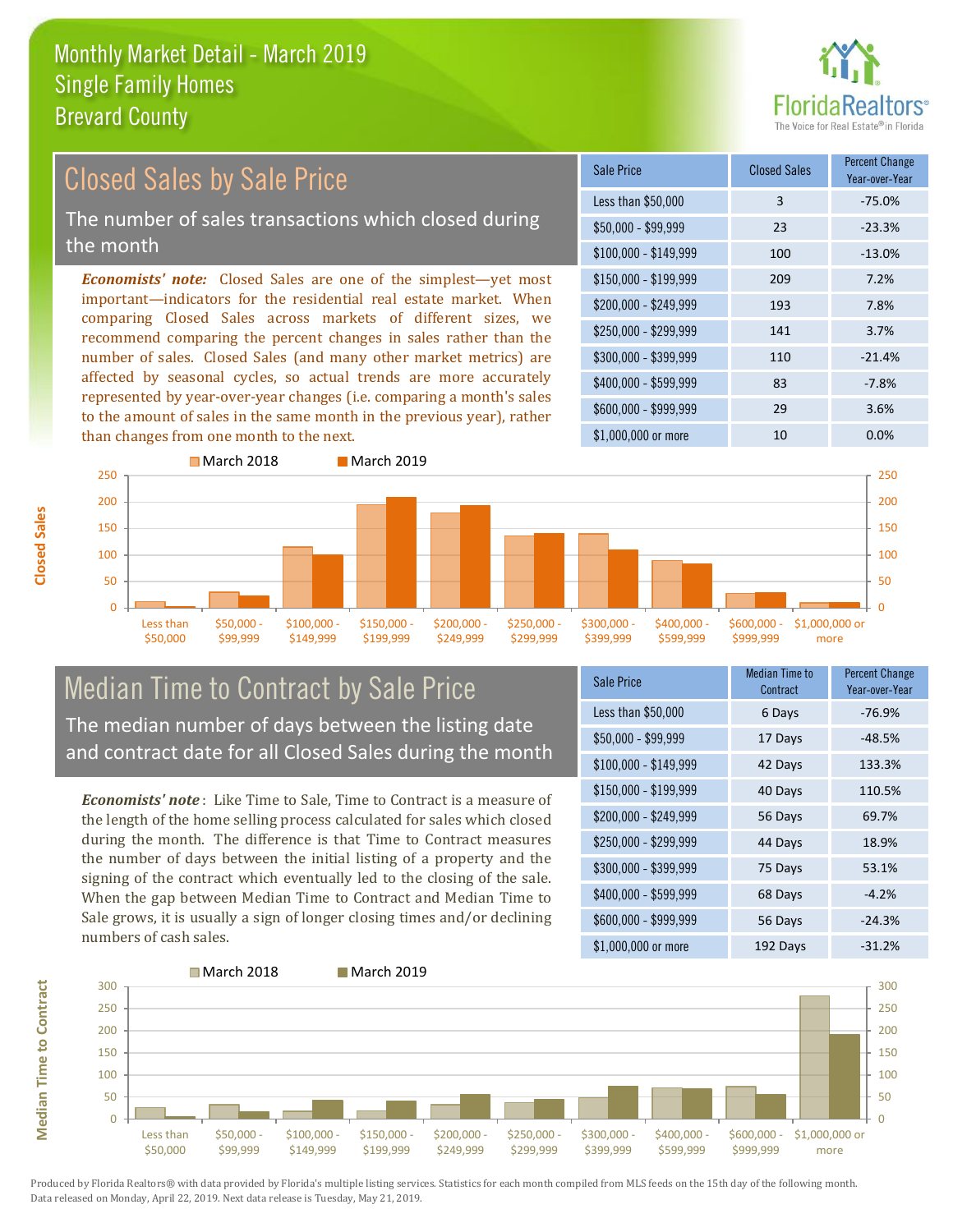# Monthly Market Detail - March 2019
## Single Family Homes
## Brevard County

## Closed Sales by Sale Price

The number of sales transactions which closed during the month

***Economists' note:*** Closed Sales are one of the simplest—yet most important—indicators for the residential real estate market. When comparing Closed Sales across markets of different sizes, we recommend comparing the percent changes in sales rather than the number of sales. Closed Sales (and many other market metrics) are affected by seasonal cycles, so actual trends are more accurately represented by year-over-year changes (i.e. comparing a month's sales to the amount of sales in the same month in the previous year), rather than changes from one month to the next.

| Sale Price | Closed Sales | Percent Change Year-over-Year |
|---|---|---|
| Less than $50,000 | 3 | -75.0% |
| $50,000 - $99,999 | 23 | -23.3% |
| $100,000 - $149,999 | 100 | -13.0% |
| $150,000 - $199,999 | 209 | 7.2% |
| $200,000 - $249,999 | 193 | 7.8% |
| $250,000 - $299,999 | 141 | 3.7% |
| $300,000 - $399,999 | 110 | -21.4% |
| $400,000 - $599,999 | 83 | -7.8% |
| $600,000 - $999,999 | 29 | 3.6% |
| $1,000,000 or more | 10 | 0.0% |

## Median Time to Contract by Sale Price

The median number of days between the listing date and contract date for all Closed Sales during the month

***Economists' note***: Like Time to Sale, Time to Contract is a measure of the length of the home selling process calculated for sales which closed during the month. The difference is that Time to Contract measures the number of days between the initial listing of a property and the signing of the contract which eventually led to the closing of the sale. When the gap between Median Time to Contract and Median Time to Sale grows, it is usually a sign of longer closing times and/or declining numbers of cash sales.

| Sale Price | Median Time to Contract | Percent Change Year-over-Year |
|---|---|---|
| Less than $50,000 | 6 Days | -76.9% |
| $50,000 - $99,999 | 17 Days | -48.5% |
| $100,000 - $149,999 | 42 Days | 133.3% |
| $150,000 - $199,999 | 40 Days | 110.5% |
| $200,000 - $249,999 | 56 Days | 69.7% |
| $250,000 - $299,999 | 44 Days | 18.9% |
| $300,000 - $399,999 | 75 Days | 53.1% |
| $400,000 - $599,999 | 68 Days | -4.2% |
| $600,000 - $999,999 | 56 Days | -24.3% |
| $1,000,000 or more | 192 Days | -31.2% |

Produced by Florida Realtors® with data provided by Florida's multiple listing services. Statistics for each month compiled from MLS feeds on the 15th day of the following month. Data released on Monday, April 22, 2019. Next data release is Tuesday, May 21, 2019.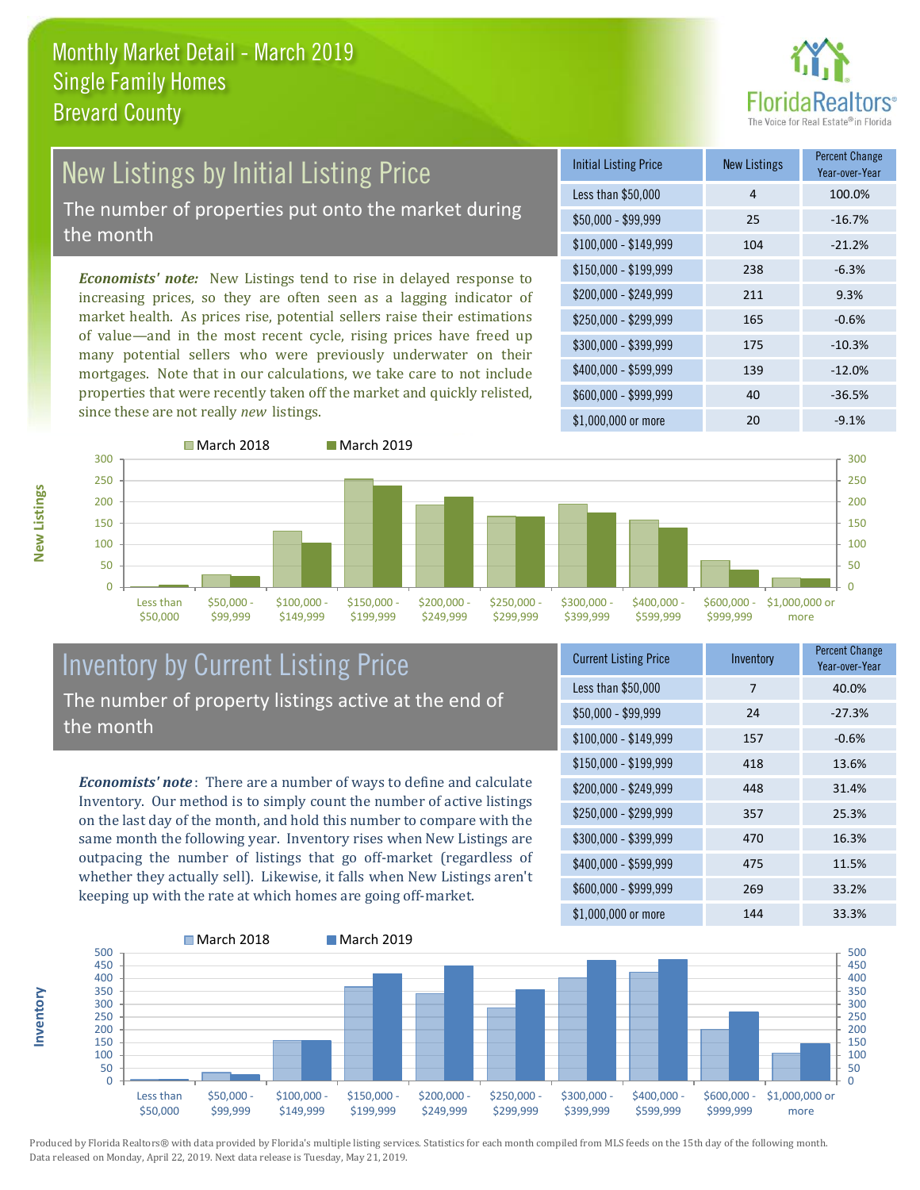# Monthly Market Detail - March 2019
## Single Family Homes
## Brevard County

## New Listings by Initial Listing Price

The number of properties put onto the market during the month

***Economists' note:*** New Listings tend to rise in delayed response to increasing prices, so they are often seen as a lagging indicator of market health. As prices rise, potential sellers raise their estimations of value—and in the most recent cycle, rising prices have freed up many potential sellers who were previously underwater on their mortgages. Note that in our calculations, we take care to not include properties that were recently taken off the market and quickly relisted, since these are not really *new* listings.

| Initial Listing Price | New Listings | Percent Change Year-over-Year |
|---|---|---|
| Less than $50,000 | 4 | 100.0% |
| $50,000 - $99,999 | 25 | -16.7% |
| $100,000 - $149,999 | 104 | -21.2% |
| $150,000 - $199,999 | 238 | -6.3% |
| $200,000 - $249,999 | 211 | 9.3% |
| $250,000 - $299,999 | 165 | -0.6% |
| $300,000 - $399,999 | 175 | -10.3% |
| $400,000 - $599,999 | 139 | -12.0% |
| $600,000 - $999,999 | 40 | -36.5% |
| $1,000,000 or more | 20 | -9.1% |

## Inventory by Current Listing Price

The number of property listings active at the end of the month

***Economists' note***: There are a number of ways to define and calculate Inventory. Our method is to simply count the number of active listings on the last day of the month, and hold this number to compare with the same month the following year. Inventory rises when New Listings are outpacing the number of listings that go off-market (regardless of whether they actually sell). Likewise, it falls when New Listings aren't keeping up with the rate at which homes are going off-market.

| Current Listing Price | Inventory | Percent Change Year-over-Year |
|---|---|---|
| Less than $50,000 | 7 | 40.0% |
| $50,000 - $99,999 | 24 | -27.3% |
| $100,000 - $149,999 | 157 | -0.6% |
| $150,000 - $199,999 | 418 | 13.6% |
| $200,000 - $249,999 | 448 | 31.4% |
| $250,000 - $299,999 | 357 | 25.3% |
| $300,000 - $399,999 | 470 | 16.3% |
| $400,000 - $599,999 | 475 | 11.5% |
| $600,000 - $999,999 | 269 | 33.2% |
| $1,000,000 or more | 144 | 33.3% |

Produced by Florida Realtors® with data provided by Florida's multiple listing services. Statistics for each month compiled from MLS feeds on the 15th day of the following month. Data released on Monday, April 22, 2019. Next data release is Tuesday, May 21, 2019.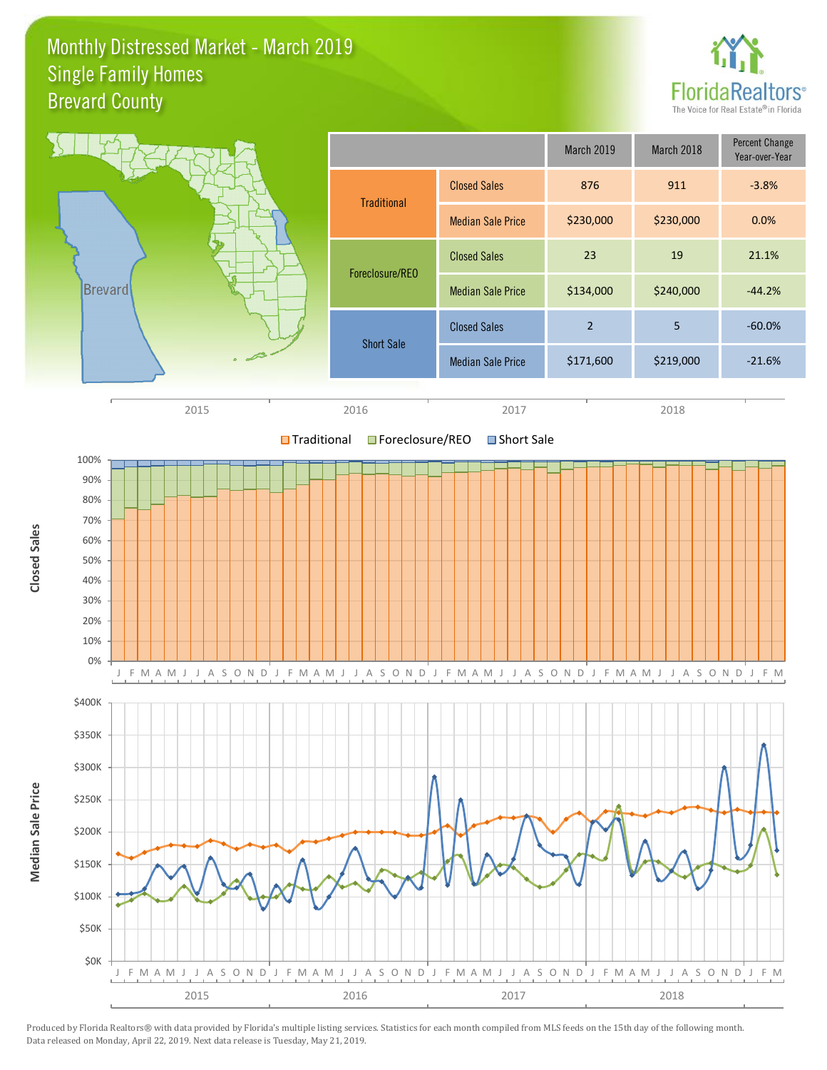# Monthly Distressed Market - March 2019
## Single Family Homes
## Brevard County

FloridaRealtors®
The Voice for Real Estate® in Florida

Brevard

| | | March 2019 | March 2018 | Percent Change Year-over-Year |
|---|---|---|---|---|
| Traditional | Closed Sales | 876 | 911 | -3.8% |
| | Median Sale Price | $230,000 | $230,000 | 0.0% |
| Foreclosure/REO | Closed Sales | 23 | 19 | 21.1% |
| | Median Sale Price | $134,000 | $240,000 | -44.2% |
| Short Sale | Closed Sales | 2 | 5 | -60.0% |
| | Median Sale Price | $171,600 | $219,000 | -21.6% |

2015 2016 2017 2018

Traditional Foreclosure/REO Short Sale

Closed Sales

100% 90% 80% 70% 60% 50% 40% 30% 20% 10% 0%

J F M A M J J A S O N D J F M A M J J A S O N D J F M A M J J A S O N D J F M A M J J A S O N D J F M

Median Sale Price

$400K $350K $300K $250K $200K $150K $100K $50K $0K

J F M A M J J A S O N D J F M A M J J A S O N D J F M A M J J A S O N D J F M A M J J A S O N D J F M

2015 2016 2017 2018

Produced by Florida Realtors® with data provided by Florida's multiple listing services. Statistics for each month compiled from MLS feeds on the 15th day of the following month. Data released on Monday, April 22, 2019. Next data release is Tuesday, May 21, 2019.